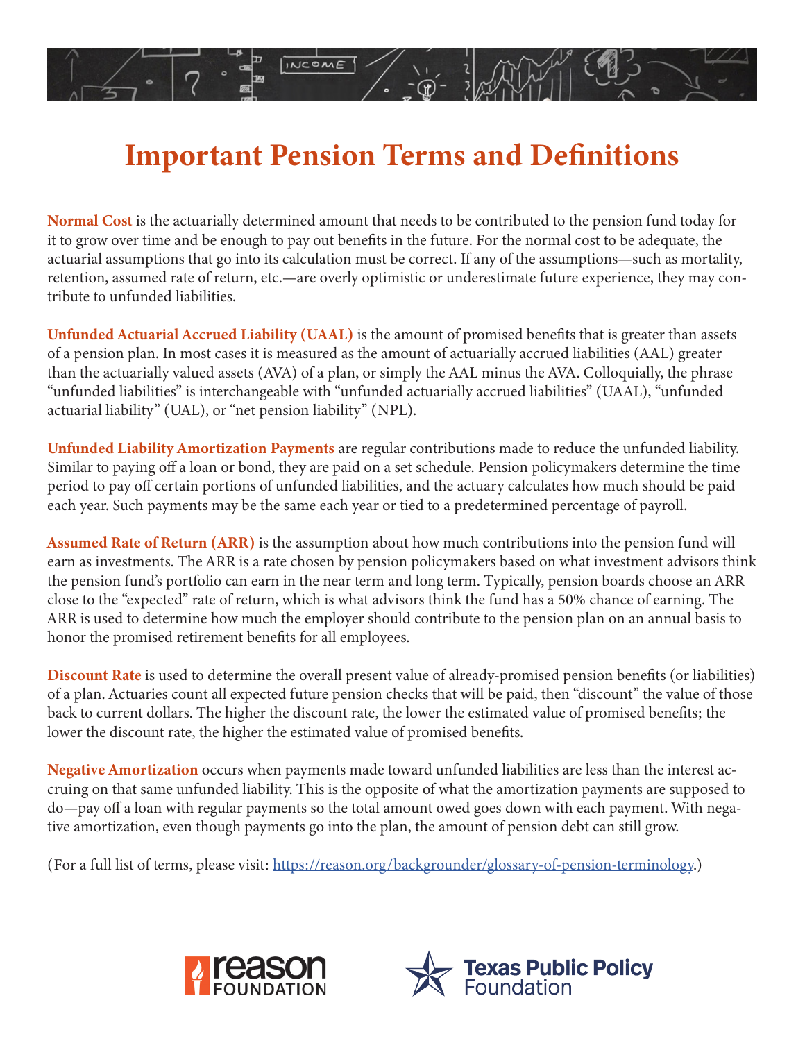# Important Pension Terms and Definitions

**Normal Cost** is the actuarially determined amount that needs to be contributed to the pension fund today for it to grow over time and be enough to pay out benefits in the future. For the normal cost to be adequate, the actuarial assumptions that go into its calculation must be correct. If any of the assumptions—such as mortality, retention, assumed rate of return, etc.—are overly optimistic or underestimate future experience, they may contribute to unfunded liabilities.

**Unfunded Actuarial Accrued Liability (UAAL)** is the amount of promised benefits that is greater than assets of a pension plan. In most cases it is measured as the amount of actuarially accrued liabilities (AAL) greater than the actuarially valued assets (AVA) of a plan, or simply the AAL minus the AVA. Colloquially, the phrase "unfunded liabilities" is interchangeable with "unfunded actuarially accrued liabilities" (UAAL), "unfunded actuarial liability" (UAL), or "net pension liability" (NPL).

**Unfunded Liability Amortization Payments** are regular contributions made to reduce the unfunded liability. Similar to paying off a loan or bond, they are paid on a set schedule. Pension policymakers determine the time period to pay off certain portions of unfunded liabilities, and the actuary calculates how much should be paid each year. Such payments may be the same each year or tied to a predetermined percentage of payroll.

**Assumed Rate of Return (ARR)** is the assumption about how much contributions into the pension fund will earn as investments. The ARR is a rate chosen by pension policymakers based on what investment advisors think the pension fund's portfolio can earn in the near term and long term. Typically, pension boards choose an ARR close to the "expected" rate of return, which is what advisors think the fund has a 50% chance of earning. The ARR is used to determine how much the employer should contribute to the pension plan on an annual basis to honor the promised retirement benefits for all employees.

**Discount Rate** is used to determine the overall present value of already-promised pension benefits (or liabilities) of a plan. Actuaries count all expected future pension checks that will be paid, then "discount" the value of those back to current dollars. The higher the discount rate, the lower the estimated value of promised benefits; the lower the discount rate, the higher the estimated value of promised benefits.

**Negative Amortization** occurs when payments made toward unfunded liabilities are less than the interest accruing on that same unfunded liability. This is the opposite of what the amortization payments are supposed to do—pay off a loan with regular payments so the total amount owed goes down with each payment. With negative amortization, even though payments go into the plan, the amount of pension debt can still grow.

(For a full list of terms, please visit: https://reason.org/backgrounder/glossary-of-pension-terminology.)

Reason Foundation | Texas Public Policy Foundation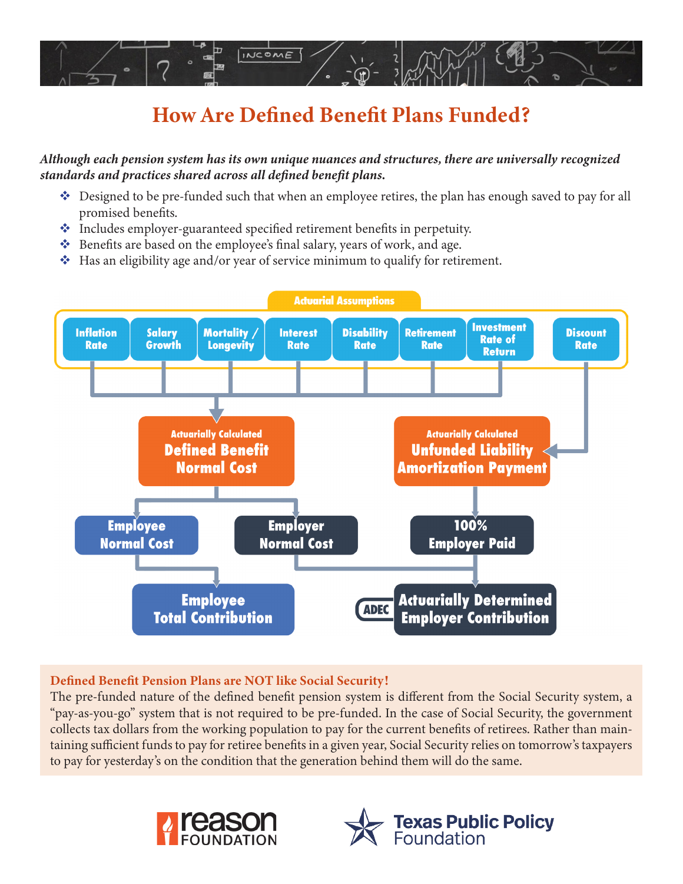# How Are Defined Benefit Plans Funded?

***Although each pension system has its own unique nuances and structures, there are universally recognized standards and practices shared across all defined benefit plans.***

- Designed to be pre-funded such that when an employee retires, the plan has enough saved to pay for all promised benefits.
- Includes employer-guaranteed specified retirement benefits in perpetuity.
- Benefits are based on the employee's final salary, years of work, and age.
- Has an eligibility age and/or year of service minimum to qualify for retirement.

Actuarial Assumptions

Inflation Rate

Salary Growth

Mortality / Longevity

Interest Rate

Disability Rate

Retirement Rate

Investment Rate of Return

Discount Rate

Actuarially Calculated Defined Benefit Normal Cost

Actuarially Calculated Unfunded Liability Amortization Payment

Employee Normal Cost

Employer Normal Cost

100% Employer Paid

Employee Total Contribution

ADEC

Actuarially Determined Employer Contribution

**Defined Benefit Pension Plans are NOT like Social Security!**

The pre-funded nature of the defined benefit pension system is different from the Social Security system, a "pay-as-you-go" system that is not required to be pre-funded. In the case of Social Security, the government collects tax dollars from the working population to pay for the current benefits of retirees. Rather than maintaining sufficient funds to pay for retiree benefits in a given year, Social Security relies on tomorrow's taxpayers to pay for yesterday's on the condition that the generation behind them will do the same.

reason FOUNDATION

Texas Public Policy Foundation